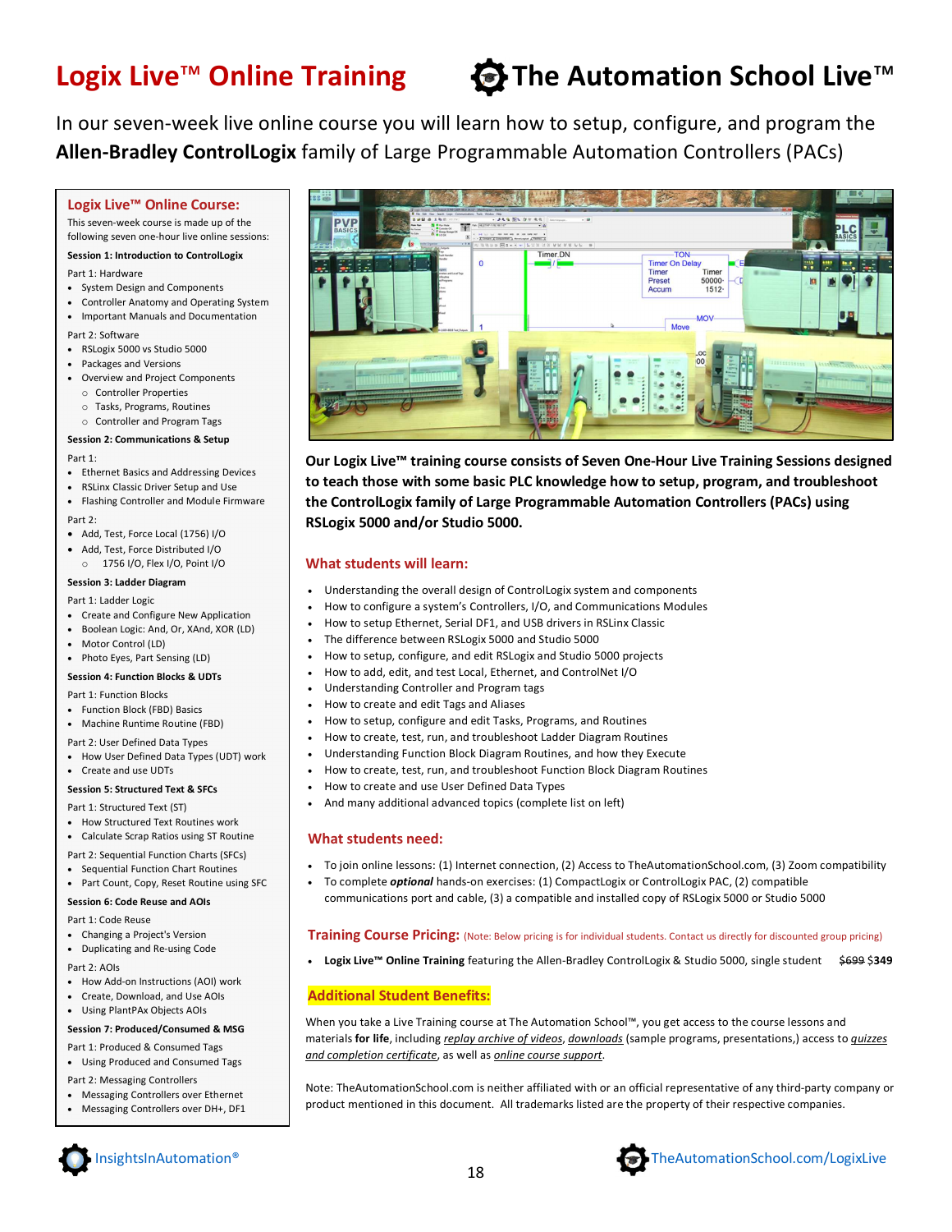# Logix Live™ Online Training

# The Automation School Live™

In our seven-week live online course you will learn how to setup, configure, and program the **Allen-Bradley ControlLogix** family of Large Programmable Automation Controllers (PACs)

## Logix Live™ Online Course:

This seven-week course is made up of the following seven one-hour live online sessions:

**Session 1: Introduction to ControlLogix**

Part 1: Hardware

- System Design and Components
- Controller Anatomy and Operating System
- Important Manuals and Documentation

Part 2: Software

- RSLogix 5000 vs Studio 5000
- Packages and Versions
- Overview and Project Components
  - Controller Properties
  - Tasks, Programs, Routines
  - Controller and Program Tags

**Session 2: Communications & Setup**

Part 1:

- Ethernet Basics and Addressing Devices
- RSLinx Classic Driver Setup and Use
- Flashing Controller and Module Firmware

Part 2:

- Add, Test, Force Local (1756) I/O
- Add, Test, Force Distributed I/O
  - 1756 I/O, Flex I/O, Point I/O

**Session 3: Ladder Diagram**

Part 1: Ladder Logic

- Create and Configure New Application
- Boolean Logic: And, Or, XAnd, XOR (LD)
- Motor Control (LD)
- Photo Eyes, Part Sensing (LD)

**Session 4: Function Blocks & UDTs**

Part 1: Function Blocks

- Function Block (FBD) Basics
- Machine Runtime Routine (FBD)

Part 2: User Defined Data Types

- How User Defined Data Types (UDT) work
- Create and use UDTs

**Session 5: Structured Text & SFCs**

Part 1: Structured Text (ST)

- How Structured Text Routines work
- Calculate Scrap Ratios using ST Routine

Part 2: Sequential Function Charts (SFCs)

- Sequential Function Chart Routines
- Part Count, Copy, Reset Routine using SFC

**Session 6: Code Reuse and AOIs**

Part 1: Code Reuse

- Changing a Project's Version
- Duplicating and Re-using Code

Part 2: AOIs

- How Add-on Instructions (AOI) work
- Create, Download, and Use AOIs
- Using PlantPAx Objects AOIs

**Session 7: Produced/Consumed & MSG**

Part 1: Produced & Consumed Tags

- Using Produced and Consumed Tags

Part 2: Messaging Controllers

- Messaging Controllers over Ethernet
- Messaging Controllers over DH+, DF1

**Our Logix Live™ training course consists of Seven One-Hour Live Training Sessions designed to teach those with some basic PLC knowledge how to setup, program, and troubleshoot the ControlLogix family of Large Programmable Automation Controllers (PACs) using RSLogix 5000 and/or Studio 5000.**

## What students will learn:

- Understanding the overall design of ControlLogix system and components
- How to configure a system's Controllers, I/O, and Communications Modules
- How to setup Ethernet, Serial DF1, and USB drivers in RSLinx Classic
- The difference between RSLogix 5000 and Studio 5000
- How to setup, configure, and edit RSLogix and Studio 5000 projects
- How to add, edit, and test Local, Ethernet, and ControlNet I/O
- Understanding Controller and Program tags
- How to create and edit Tags and Aliases
- How to setup, configure and edit Tasks, Programs, and Routines
- How to create, test, run, and troubleshoot Ladder Diagram Routines
- Understanding Function Block Diagram Routines, and how they Execute
- How to create, test, run, and troubleshoot Function Block Diagram Routines
- How to create and use User Defined Data Types
- And many additional advanced topics (complete list on left)

## What students need:

- To join online lessons: (1) Internet connection, (2) Access to TheAutomationSchool.com, (3) Zoom compatibility
- To complete ***optional*** hands-on exercises: (1) CompactLogix or ControlLogix PAC, (2) compatible communications port and cable, (3) a compatible and installed copy of RSLogix 5000 or Studio 5000

## Training Course Pricing: (Note: Below pricing is for individual students. Contact us directly for discounted group pricing)

- **Logix Live™ Online Training** featuring the Allen-Bradley ControlLogix & Studio 5000, single student ~~$699~~ **$349**

## Additional Student Benefits:

When you take a Live Training course at The Automation School™, you get access to the course lessons and materials **for life**, including *replay archive of videos*, *downloads* (sample programs, presentations,) access to *quizzes and completion certificate*, as well as *online course support*.

Note: TheAutomationSchool.com is neither affiliated with or an official representative of any third-party company or product mentioned in this document. All trademarks listed are the property of their respective companies.

InsightsInAutomation®

TheAutomationSchool.com/LogixLive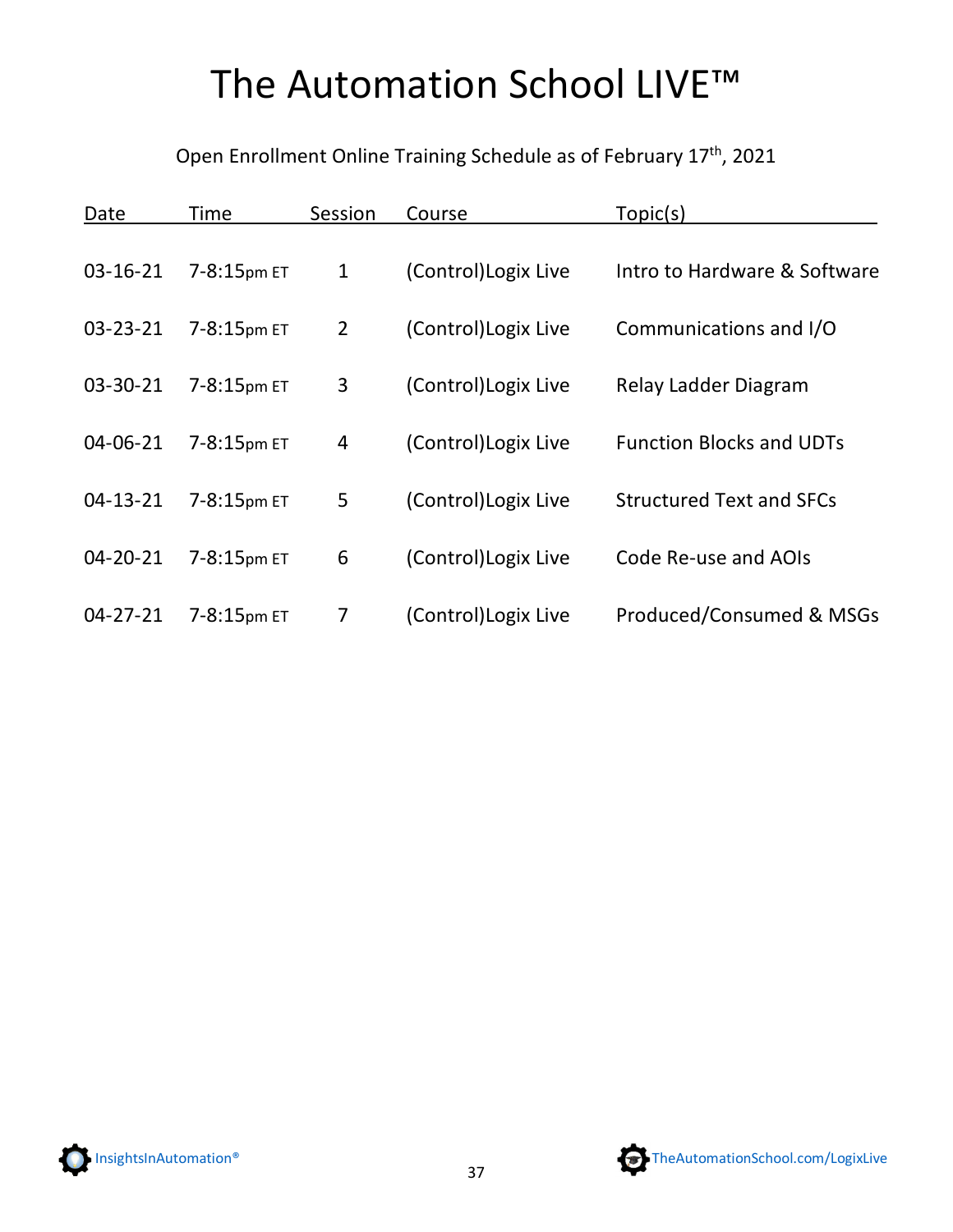# The Automation School LIVE™

Open Enrollment Online Training Schedule as of February 17th, 2021

| Date | Time | Session | Course | Topic(s) |
|---|---|---|---|---|
| 03-16-21 | 7-8:15pm ET | 1 | (Control)Logix Live | Intro to Hardware & Software |
| 03-23-21 | 7-8:15pm ET | 2 | (Control)Logix Live | Communications and I/O |
| 03-30-21 | 7-8:15pm ET | 3 | (Control)Logix Live | Relay Ladder Diagram |
| 04-06-21 | 7-8:15pm ET | 4 | (Control)Logix Live | Function Blocks and UDTs |
| 04-13-21 | 7-8:15pm ET | 5 | (Control)Logix Live | Structured Text and SFCs |
| 04-20-21 | 7-8:15pm ET | 6 | (Control)Logix Live | Code Re-use and AOIs |
| 04-27-21 | 7-8:15pm ET | 7 | (Control)Logix Live | Produced/Consumed & MSGs |